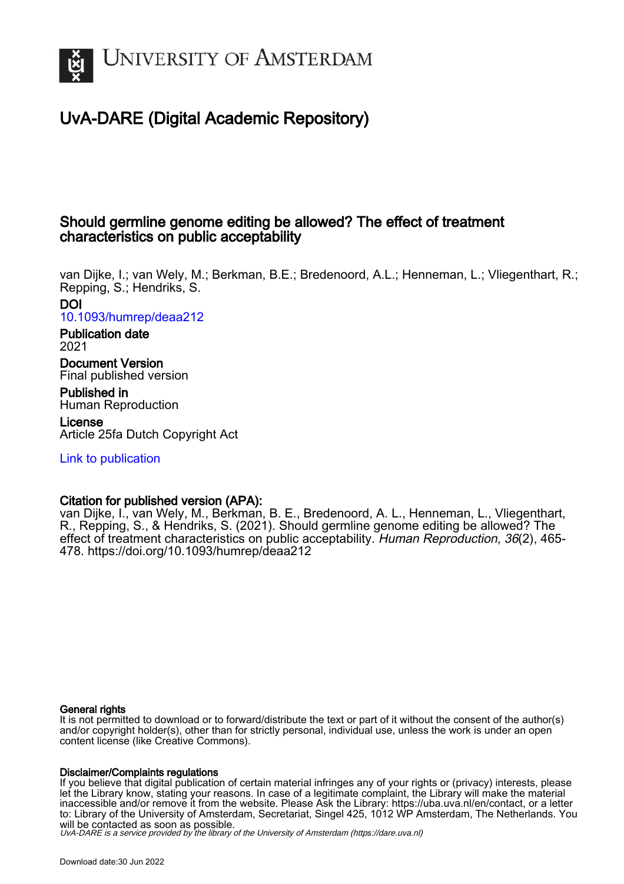# University of Amsterdam

## UvA-DARE (Digital Academic Repository)

### Should germline genome editing be allowed? The effect of treatment characteristics on public acceptability

van Dijke, I.; van Wely, M.; Berkman, B.E.; Bredenoord, A.L.; Henneman, L.; Vliegenthart, R.; Repping, S.; Hendriks, S.

**DOI**
10.1093/humrep/deaa212

**Publication date**
2021

**Document Version**
Final published version

**Published in**
Human Reproduction

**License**
Article 25fa Dutch Copyright Act

Link to publication

**Citation for published version (APA):**
van Dijke, I., van Wely, M., Berkman, B. E., Bredenoord, A. L., Henneman, L., Vliegenthart, R., Repping, S., & Hendriks, S. (2021). Should germline genome editing be allowed? The effect of treatment characteristics on public acceptability. *Human Reproduction*, *36*(2), 465-478. https://doi.org/10.1093/humrep/deaa212

**General rights**
It is not permitted to download or to forward/distribute the text or part of it without the consent of the author(s) and/or copyright holder(s), other than for strictly personal, individual use, unless the work is under an open content license (like Creative Commons).

**Disclaimer/Complaints regulations**
If you believe that digital publication of certain material infringes any of your rights or (privacy) interests, please let the Library know, stating your reasons. In case of a legitimate complaint, the Library will make the material inaccessible and/or remove it from the website. Please Ask the Library: https://uba.uva.nl/en/contact, or a letter to: Library of the University of Amsterdam, Secretariat, Singel 425, 1012 WP Amsterdam, The Netherlands. You will be contacted as soon as possible.

*UvA-DARE is a service provided by the library of the University of Amsterdam (https://dare.uva.nl)*

Download date:30 Jun 2022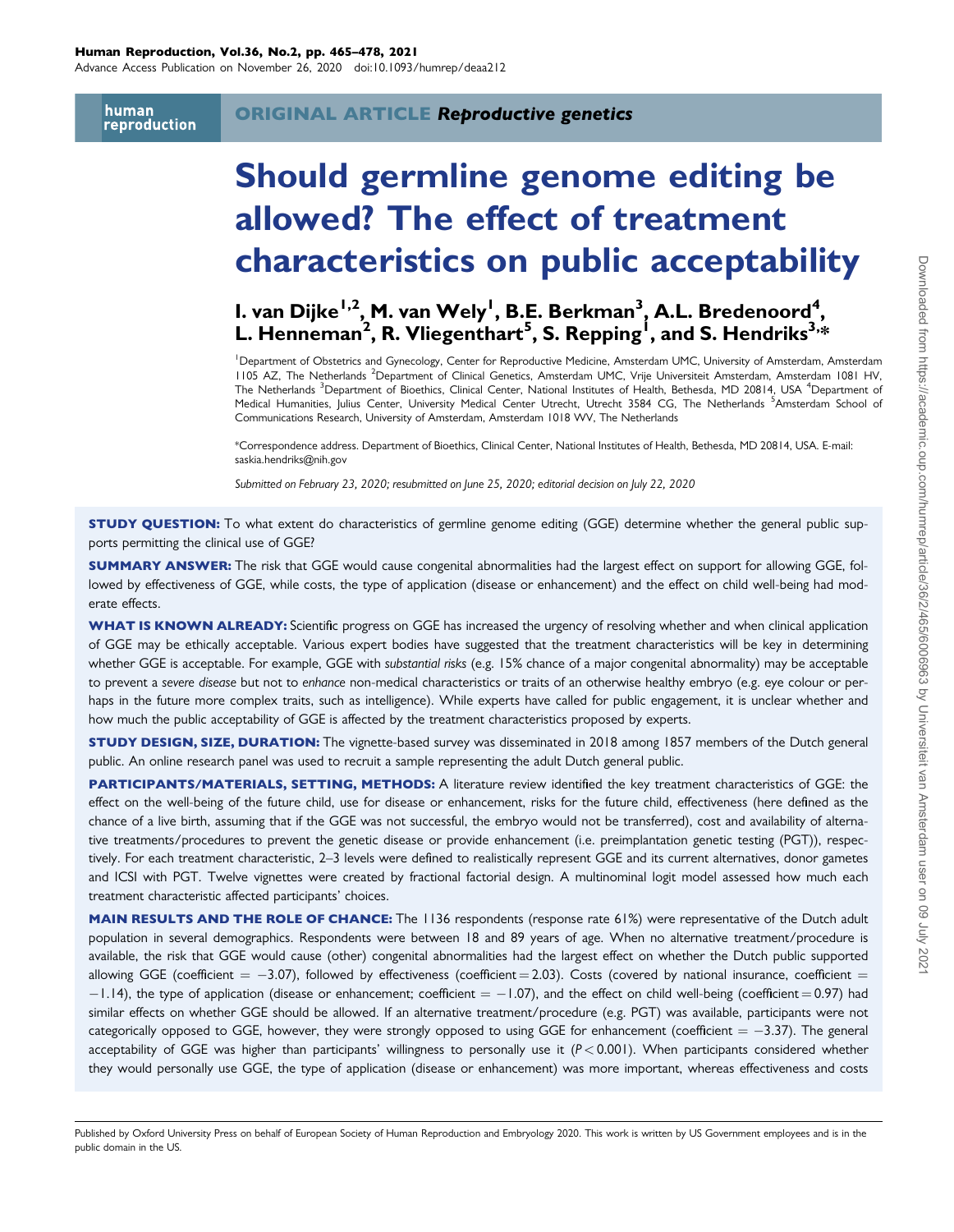**Human Reproduction, Vol.36, No.2, pp. 465–478, 2021**

Advance Access Publication on November 26, 2020 doi:10.1093/humrep/deaa212

**ORIGINAL ARTICLE** ***Reproductive genetics***

# Should germline genome editing be allowed? The effect of treatment characteristics on public acceptability

## I. van Dijke[1,2], M. van Wely[1], B.E. Berkman[3], A.L. Bredenoord[4], L. Henneman[2], R. Vliegenthart[5], S. Repping[1], and S. Hendriks[3,*]

[1]Department of Obstetrics and Gynecology, Center for Reproductive Medicine, Amsterdam UMC, University of Amsterdam, Amsterdam 1105 AZ, The Netherlands [2]Department of Clinical Genetics, Amsterdam UMC, Vrije Universiteit Amsterdam, Amsterdam 1081 HV, The Netherlands [3]Department of Bioethics, Clinical Center, National Institutes of Health, Bethesda, MD 20814, USA [4]Department of Medical Humanities, Julius Center, University Medical Center Utrecht, Utrecht 3584 CG, The Netherlands [5]Amsterdam School of Communications Research, University of Amsterdam, Amsterdam 1018 WV, The Netherlands

*Correspondence address. Department of Bioethics, Clinical Center, National Institutes of Health, Bethesda, MD 20814, USA. E-mail: saskia.hendriks@nih.gov

*Submitted on February 23, 2020; resubmitted on June 25, 2020; editorial decision on July 22, 2020*

**STUDY QUESTION:** To what extent do characteristics of germline genome editing (GGE) determine whether the general public supports permitting the clinical use of GGE?

**SUMMARY ANSWER:** The risk that GGE would cause congenital abnormalities had the largest effect on support for allowing GGE, followed by effectiveness of GGE, while costs, the type of application (disease or enhancement) and the effect on child well-being had moderate effects.

**WHAT IS KNOWN ALREADY:** Scientific progress on GGE has increased the urgency of resolving whether and when clinical application of GGE may be ethically acceptable. Various expert bodies have suggested that the treatment characteristics will be key in determining whether GGE is acceptable. For example, GGE with *substantial risks* (e.g. 15% chance of a major congenital abnormality) may be acceptable to prevent a *severe disease* but not to *enhance* non-medical characteristics or traits of an otherwise healthy embryo (e.g. eye colour or perhaps in the future more complex traits, such as intelligence). While experts have called for public engagement, it is unclear whether and how much the public acceptability of GGE is affected by the treatment characteristics proposed by experts.

**STUDY DESIGN, SIZE, DURATION:** The vignette-based survey was disseminated in 2018 among 1857 members of the Dutch general public. An online research panel was used to recruit a sample representing the adult Dutch general public.

**PARTICIPANTS/MATERIALS, SETTING, METHODS:** A literature review identified the key treatment characteristics of GGE: the effect on the well-being of the future child, use for disease or enhancement, risks for the future child, effectiveness (here defined as the chance of a live birth, assuming that if the GGE was not successful, the embryo would not be transferred), cost and availability of alternative treatments/procedures to prevent the genetic disease or provide enhancement (i.e. preimplantation genetic testing (PGT)), respectively. For each treatment characteristic, 2–3 levels were defined to realistically represent GGE and its current alternatives, donor gametes and ICSI with PGT. Twelve vignettes were created by fractional factorial design. A multinominal logit model assessed how much each treatment characteristic affected participants' choices.

**MAIN RESULTS AND THE ROLE OF CHANCE:** The 1136 respondents (response rate 61%) were representative of the Dutch adult population in several demographics. Respondents were between 18 and 89 years of age. When no alternative treatment/procedure is available, the risk that GGE would cause (other) congenital abnormalities had the largest effect on whether the Dutch public supported allowing GGE (coefficient = −3.07), followed by effectiveness (coefficient = 2.03). Costs (covered by national insurance, coefficient = −1.14), the type of application (disease or enhancement; coefficient = −1.07), and the effect on child well-being (coefficient = 0.97) had similar effects on whether GGE should be allowed. If an alternative treatment/procedure (e.g. PGT) was available, participants were not categorically opposed to GGE, however, they were strongly opposed to using GGE for enhancement (coefficient = −3.37). The general acceptability of GGE was higher than participants' willingness to personally use it ($P < 0.001$). When participants considered whether they would personally use GGE, the type of application (disease or enhancement) was more important, whereas effectiveness and costs

Published by Oxford University Press on behalf of European Society of Human Reproduction and Embryology 2020. This work is written by US Government employees and is in the public domain in the US.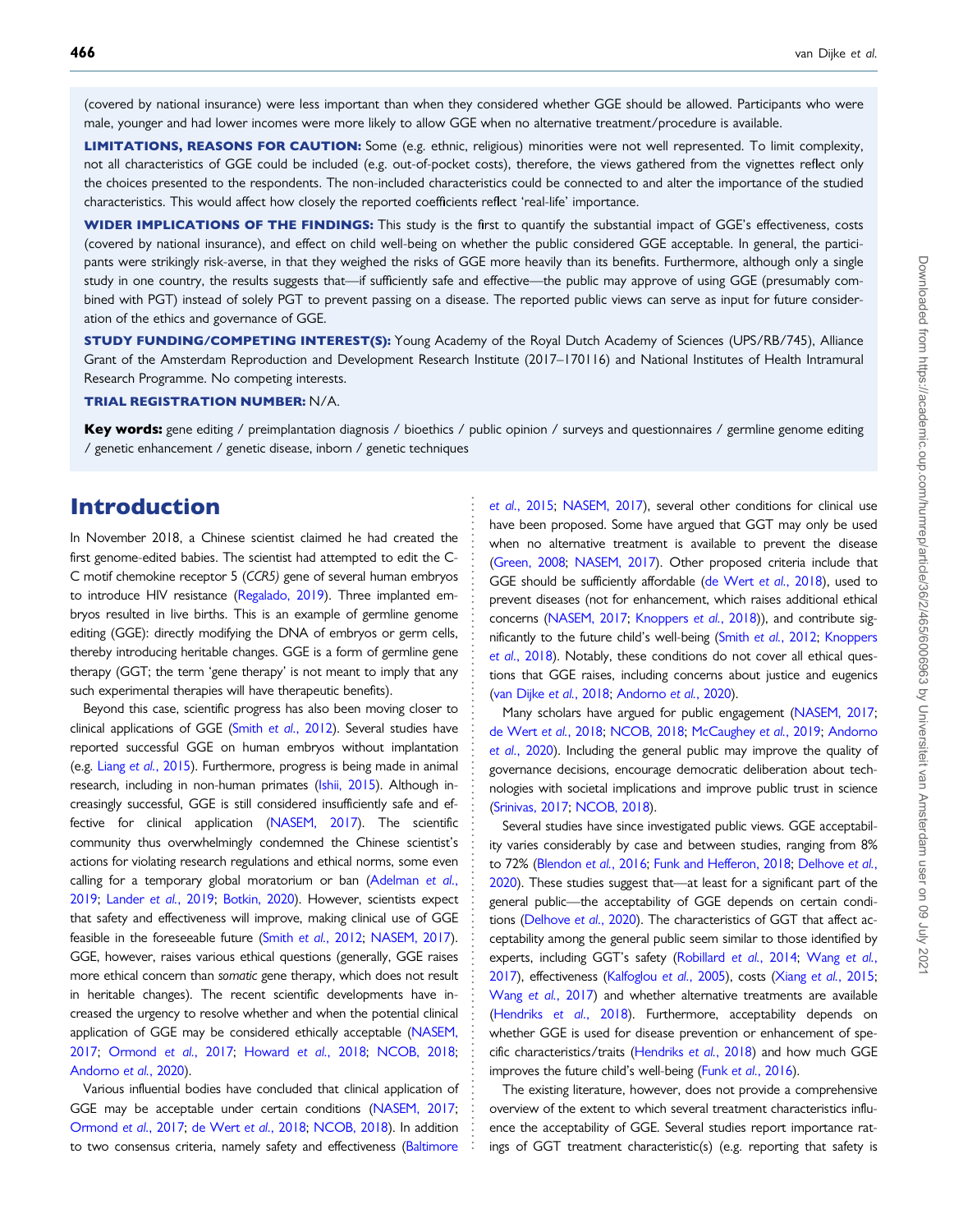(covered by national insurance) were less important than when they considered whether GGE should be allowed. Participants who were male, younger and had lower incomes were more likely to allow GGE when no alternative treatment/procedure is available.

**LIMITATIONS, REASONS FOR CAUTION:** Some (e.g. ethnic, religious) minorities were not well represented. To limit complexity, not all characteristics of GGE could be included (e.g. out-of-pocket costs), therefore, the views gathered from the vignettes reflect only the choices presented to the respondents. The non-included characteristics could be connected to and alter the importance of the studied characteristics. This would affect how closely the reported coefficients reflect 'real-life' importance.

**WIDER IMPLICATIONS OF THE FINDINGS:** This study is the first to quantify the substantial impact of GGE's effectiveness, costs (covered by national insurance), and effect on child well-being on whether the public considered GGE acceptable. In general, the participants were strikingly risk-averse, in that they weighed the risks of GGE more heavily than its benefits. Furthermore, although only a single study in one country, the results suggests that—if sufficiently safe and effective—the public may approve of using GGE (presumably combined with PGT) instead of solely PGT to prevent passing on a disease. The reported public views can serve as input for future consideration of the ethics and governance of GGE.

**STUDY FUNDING/COMPETING INTEREST(S):** Young Academy of the Royal Dutch Academy of Sciences (UPS/RB/745), Alliance Grant of the Amsterdam Reproduction and Development Research Institute (2017–170116) and National Institutes of Health Intramural Research Programme. No competing interests.

**TRIAL REGISTRATION NUMBER:** N/A.

**Key words:** gene editing / preimplantation diagnosis / bioethics / public opinion / surveys and questionnaires / germline genome editing / genetic enhancement / genetic disease, inborn / genetic techniques

## Introduction

In November 2018, a Chinese scientist claimed he had created the first genome-edited babies. The scientist had attempted to edit the C-C motif chemokine receptor 5 (*CCR5*) gene of several human embryos to introduce HIV resistance (Regalado, 2019). Three implanted embryos resulted in live births. This is an example of germline genome editing (GGE): directly modifying the DNA of embryos or germ cells, thereby introducing heritable changes. GGE is a form of germline gene therapy (GGT; the term 'gene therapy' is not meant to imply that any such experimental therapies will have therapeutic benefits).

Beyond this case, scientific progress has also been moving closer to clinical applications of GGE (Smith *et al.*, 2012). Several studies have reported successful GGE on human embryos without implantation (e.g. Liang *et al.*, 2015). Furthermore, progress is being made in animal research, including in non-human primates (Ishii, 2015). Although increasingly successful, GGE is still considered insufficiently safe and effective for clinical application (NASEM, 2017). The scientific community thus overwhelmingly condemned the Chinese scientist's actions for violating research regulations and ethical norms, some even calling for a temporary global moratorium or ban (Adelman *et al.*, 2019; Lander *et al.*, 2019; Botkin, 2020). However, scientists expect that safety and effectiveness will improve, making clinical use of GGE feasible in the foreseeable future (Smith *et al.*, 2012; NASEM, 2017). GGE, however, raises various ethical questions (generally, GGE raises more ethical concern than *somatic* gene therapy, which does not result in heritable changes). The recent scientific developments have increased the urgency to resolve whether and when the potential clinical application of GGE may be considered ethically acceptable (NASEM, 2017; Ormond *et al.*, 2017; Howard *et al.*, 2018; NCOB, 2018; Andorno *et al.*, 2020).

Various influential bodies have concluded that clinical application of GGE may be acceptable under certain conditions (NASEM, 2017; Ormond *et al.*, 2017; de Wert *et al.*, 2018; NCOB, 2018). In addition to two consensus criteria, namely safety and effectiveness (Baltimore *et al.*, 2015; NASEM, 2017), several other conditions for clinical use have been proposed. Some have argued that GGT may only be used when no alternative treatment is available to prevent the disease (Green, 2008; NASEM, 2017). Other proposed criteria include that GGE should be sufficiently affordable (de Wert *et al.*, 2018), used to prevent diseases (not for enhancement, which raises additional ethical concerns (NASEM, 2017; Knoppers *et al.*, 2018)), and contribute significantly to the future child's well-being (Smith *et al.*, 2012; Knoppers *et al.*, 2018). Notably, these conditions do not cover all ethical questions that GGE raises, including concerns about justice and eugenics (van Dijke *et al.*, 2018; Andorno *et al.*, 2020).

Many scholars have argued for public engagement (NASEM, 2017; de Wert *et al.*, 2018; NCOB, 2018; McCaughey *et al.*, 2019; Andorno *et al.*, 2020). Including the general public may improve the quality of governance decisions, encourage democratic deliberation about technologies with societal implications and improve public trust in science (Srinivas, 2017; NCOB, 2018).

Several studies have since investigated public views. GGE acceptability varies considerably by case and between studies, ranging from 8% to 72% (Blendon *et al.*, 2016; Funk and Hefferon, 2018; Delhove *et al.*, 2020). These studies suggest that—at least for a significant part of the general public—the acceptability of GGE depends on certain conditions (Delhove *et al.*, 2020). The characteristics of GGT that affect acceptability among the general public seem similar to those identified by experts, including GGT's safety (Robillard *et al.*, 2014; Wang *et al.*, 2017), effectiveness (Kalfoglou *et al.*, 2005), costs (Xiang *et al.*, 2015; Wang *et al.*, 2017) and whether alternative treatments are available (Hendriks *et al.*, 2018). Furthermore, acceptability depends on whether GGE is used for disease prevention or enhancement of specific characteristics/traits (Hendriks *et al.*, 2018) and how much GGE improves the future child's well-being (Funk *et al.*, 2016).

The existing literature, however, does not provide a comprehensive overview of the extent to which several treatment characteristics influence the acceptability of GGE. Several studies report importance ratings of GGT treatment characteristic(s) (e.g. reporting that safety is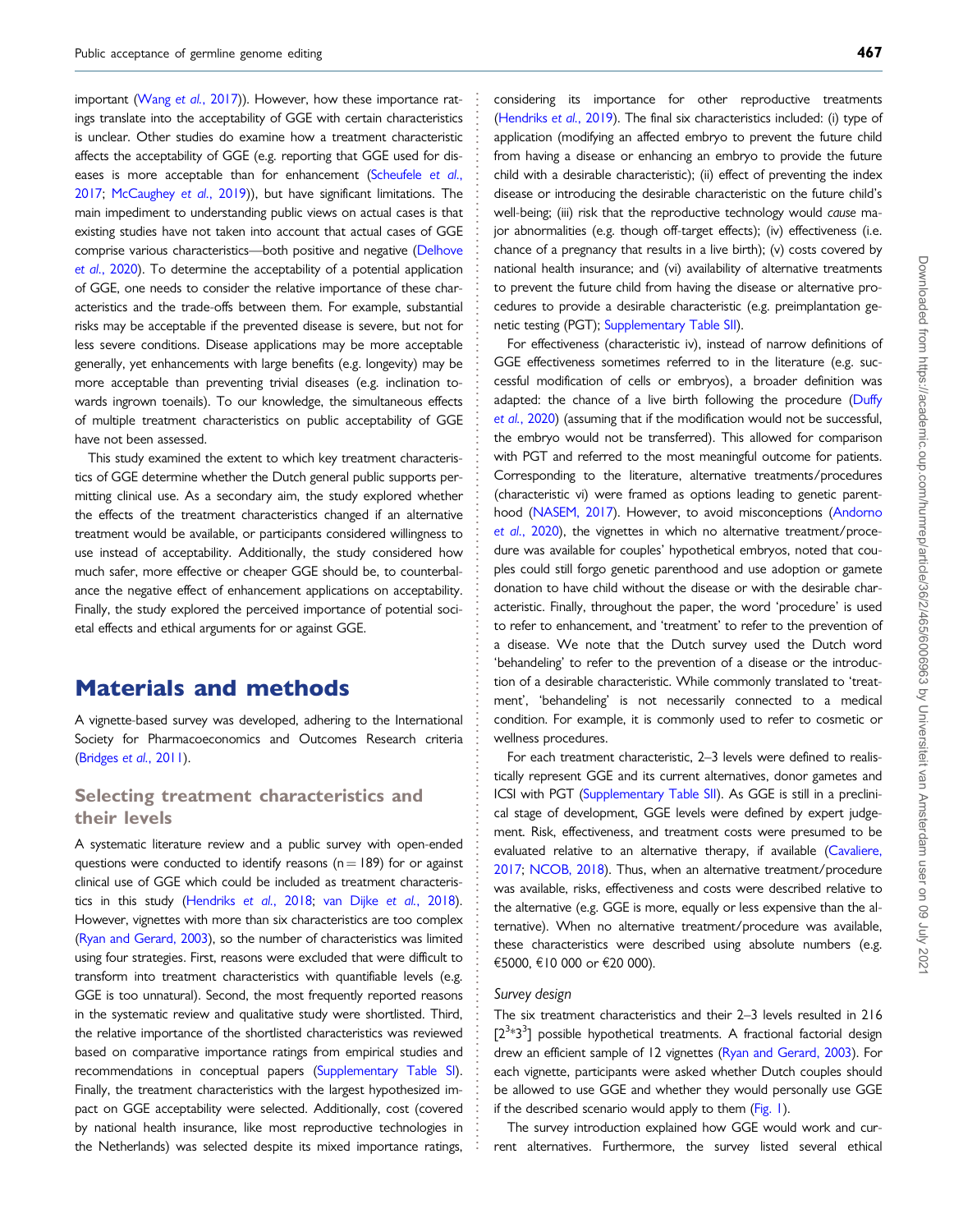important (Wang *et al.*, 2017)). However, how these importance ratings translate into the acceptability of GGE with certain characteristics is unclear. Other studies do examine how a treatment characteristic affects the acceptability of GGE (e.g. reporting that GGE used for diseases is more acceptable than for enhancement (Scheufele *et al.*, 2017; McCaughey *et al.*, 2019)), but have significant limitations. The main impediment to understanding public views on actual cases is that existing studies have not taken into account that actual cases of GGE comprise various characteristics—both positive and negative (Delhove *et al.*, 2020). To determine the acceptability of a potential application of GGE, one needs to consider the relative importance of these characteristics and the trade-offs between them. For example, substantial risks may be acceptable if the prevented disease is severe, but not for less severe conditions. Disease applications may be more acceptable generally, yet enhancements with large benefits (e.g. longevity) may be more acceptable than preventing trivial diseases (e.g. inclination towards ingrown toenails). To our knowledge, the simultaneous effects of multiple treatment characteristics on public acceptability of GGE have not been assessed.

This study examined the extent to which key treatment characteristics of GGE determine whether the Dutch general public supports permitting clinical use. As a secondary aim, the study explored whether the effects of the treatment characteristics changed if an alternative treatment would be available, or participants considered willingness to use instead of acceptability. Additionally, the study considered how much safer, more effective or cheaper GGE should be, to counterbalance the negative effect of enhancement applications on acceptability. Finally, the study explored the perceived importance of potential societal effects and ethical arguments for or against GGE.

# Materials and methods

A vignette-based survey was developed, adhering to the International Society for Pharmacoeconomics and Outcomes Research criteria (Bridges *et al.*, 2011).

## Selecting treatment characteristics and their levels

A systematic literature review and a public survey with open-ended questions were conducted to identify reasons (n = 189) for or against clinical use of GGE which could be included as treatment characteristics in this study (Hendriks *et al.*, 2018; van Dijke *et al.*, 2018). However, vignettes with more than six characteristics are too complex (Ryan and Gerard, 2003), so the number of characteristics was limited using four strategies. First, reasons were excluded that were difficult to transform into treatment characteristics with quantifiable levels (e.g. GGE is too unnatural). Second, the most frequently reported reasons in the systematic review and qualitative study were shortlisted. Third, the relative importance of the shortlisted characteristics was reviewed based on comparative importance ratings from empirical studies and recommendations in conceptual papers (Supplementary Table SI). Finally, the treatment characteristics with the largest hypothesized impact on GGE acceptability were selected. Additionally, cost (covered by national health insurance, like most reproductive technologies in the Netherlands) was selected despite its mixed importance ratings, considering its importance for other reproductive treatments (Hendriks *et al.*, 2019). The final six characteristics included: (i) type of application (modifying an affected embryo to prevent the future child from having a disease or enhancing an embryo to provide the future child with a desirable characteristic); (ii) effect of preventing the index disease or introducing the desirable characteristic on the future child's well-being; (iii) risk that the reproductive technology would *cause* major abnormalities (e.g. though off-target effects); (iv) effectiveness (i.e. chance of a pregnancy that results in a live birth); (v) costs covered by national health insurance; and (vi) availability of alternative treatments to prevent the future child from having the disease or alternative procedures to provide a desirable characteristic (e.g. preimplantation genetic testing (PGT); Supplementary Table SII).

For effectiveness (characteristic iv), instead of narrow definitions of GGE effectiveness sometimes referred to in the literature (e.g. successful modification of cells or embryos), a broader definition was adapted: the chance of a live birth following the procedure (Duffy *et al.*, 2020) (assuming that if the modification would not be successful, the embryo would not be transferred). This allowed for comparison with PGT and referred to the most meaningful outcome for patients. Corresponding to the literature, alternative treatments/procedures (characteristic vi) were framed as options leading to genetic parenthood (NASEM, 2017). However, to avoid misconceptions (Andorno *et al.*, 2020), the vignettes in which no alternative treatment/procedure was available for couples' hypothetical embryos, noted that couples could still forgo genetic parenthood and use adoption or gamete donation to have child without the disease or with the desirable characteristic. Finally, throughout the paper, the word 'procedure' is used to refer to enhancement, and 'treatment' to refer to the prevention of a disease. We note that the Dutch survey used the Dutch word 'behandeling' to refer to the prevention of a disease or the introduction of a desirable characteristic. While commonly translated to 'treatment', 'behandeling' is not necessarily connected to a medical condition. For example, it is commonly used to refer to cosmetic or wellness procedures.

For each treatment characteristic, 2–3 levels were defined to realistically represent GGE and its current alternatives, donor gametes and ICSI with PGT (Supplementary Table SII). As GGE is still in a preclinical stage of development, GGE levels were defined by expert judgement. Risk, effectiveness, and treatment costs were presumed to be evaluated relative to an alternative therapy, if available (Cavaliere, 2017; NCOB, 2018). Thus, when an alternative treatment/procedure was available, risks, effectiveness and costs were described relative to the alternative (e.g. GGE is more, equally or less expensive than the alternative). When no alternative treatment/procedure was available, these characteristics were described using absolute numbers (e.g. €5000, €10 000 or €20 000).

### Survey design

The six treatment characteristics and their 2–3 levels resulted in 216 [$2^3 * 3^3$] possible hypothetical treatments. A fractional factorial design drew an efficient sample of 12 vignettes (Ryan and Gerard, 2003). For each vignette, participants were asked whether Dutch couples should be allowed to use GGE and whether they would personally use GGE if the described scenario would apply to them (Fig. 1).

The survey introduction explained how GGE would work and current alternatives. Furthermore, the survey listed several ethical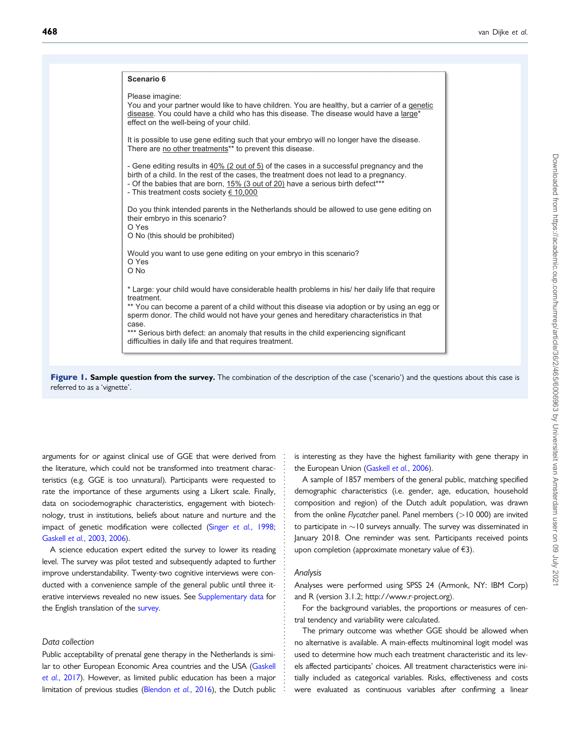**Scenario 6**

Please imagine:
You and your partner would like to have children. You are healthy, but a carrier of a genetic disease. You could have a child who has this disease. The disease would have a large* effect on the well-being of your child.

It is possible to use gene editing such that your embryo will no longer have the disease. There are no other treatments** to prevent this disease.

- Gene editing results in 40% (2 out of 5) of the cases in a successful pregnancy and the birth of a child. In the rest of the cases, the treatment does not lead to a pregnancy.
- Of the babies that are born, 15% (3 out of 20) have a serious birth defect***
- This treatment costs society € 10,000

Do you think intended parents in the Netherlands should be allowed to use gene editing on their embryo in this scenario?
O Yes
O No (this should be prohibited)

Would you want to use gene editing on your embryo in this scenario?
O Yes
O No

* Large: your child would have considerable health problems in his/ her daily life that require treatment.
** You can become a parent of a child without this disease via adoption or by using an egg or sperm donor. The child would not have your genes and hereditary characteristics in that case.
*** Serious birth defect: an anomaly that results in the child experiencing significant difficulties in daily life and that requires treatment.

**Figure 1. Sample question from the survey.** The combination of the description of the case ('scenario') and the questions about this case is referred to as a 'vignette'.

arguments for or against clinical use of GGE that were derived from the literature, which could not be transformed into treatment characteristics (e.g. GGE is too unnatural). Participants were requested to rate the importance of these arguments using a Likert scale. Finally, data on sociodemographic characteristics, engagement with biotechnology, trust in institutions, beliefs about nature and nurture and the impact of genetic modification were collected (Singer *et al.*, 1998; Gaskell *et al.*, 2003, 2006).

A science education expert edited the survey to lower its reading level. The survey was pilot tested and subsequently adapted to further improve understandability. Twenty-two cognitive interviews were conducted with a convenience sample of the general public until three iterative interviews revealed no new issues. See Supplementary data for the English translation of the survey.

### Data collection

Public acceptability of prenatal gene therapy in the Netherlands is similar to other European Economic Area countries and the USA (Gaskell *et al.*, 2017). However, as limited public education has been a major limitation of previous studies (Blendon *et al.*, 2016), the Dutch public is interesting as they have the highest familiarity with gene therapy in the European Union (Gaskell *et al.*, 2006).

A sample of 1857 members of the general public, matching specified demographic characteristics (i.e. gender, age, education, household composition and region) of the Dutch adult population, was drawn from the online *Flycatcher* panel. Panel members (>10 000) are invited to participate in ~10 surveys annually. The survey was disseminated in January 2018. One reminder was sent. Participants received points upon completion (approximate monetary value of €3).

### Analysis

Analyses were performed using SPSS 24 (Armonk, NY: IBM Corp) and R (version 3.1.2; http://www.r-project.org).

For the background variables, the proportions or measures of central tendency and variability were calculated.

The primary outcome was whether GGE should be allowed when no alternative is available. A main-effects multinominal logit model was used to determine how much each treatment characteristic and its levels affected participants' choices. All treatment characteristics were initially included as categorical variables. Risks, effectiveness and costs were evaluated as continuous variables after confirming a linear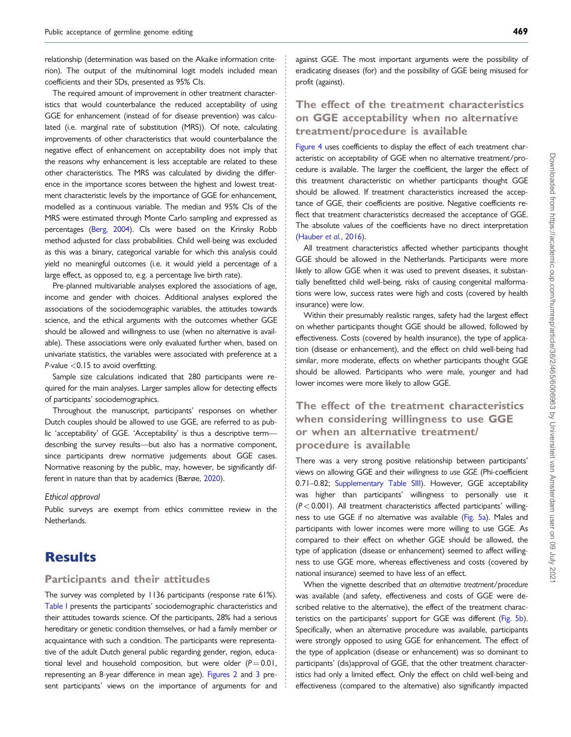relationship (determination was based on the Akaike information criterion). The output of the multinominal logit models included mean coefficients and their SDs, presented as 95% CIs.

The required amount of improvement in other treatment characteristics that would counterbalance the reduced acceptability of using GGE for enhancement (instead of for disease prevention) was calculated (i.e. marginal rate of substitution (MRS)). Of note, calculating improvements of other characteristics that would counterbalance the negative effect of enhancement on acceptability does not imply that the reasons why enhancement is less acceptable are related to these other characteristics. The MRS was calculated by dividing the difference in the importance scores between the highest and lowest treatment characteristic levels by the importance of GGE for enhancement, modelled as a continuous variable. The median and 95% CIs of the MRS were estimated through Monte Carlo sampling and expressed as percentages (Berg, 2004). CIs were based on the Krinsky Robb method adjusted for class probabilities. Child well-being was excluded as this was a binary, categorical variable for which this analysis could yield no meaningful outcomes (i.e. it would yield a percentage of a large effect, as opposed to, e.g. a percentage live birth rate).

Pre-planned multivariable analyses explored the associations of age, income and gender with choices. Additional analyses explored the associations of the sociodemographic variables, the attitudes towards science, and the ethical arguments with the outcomes whether GGE should be allowed and willingness to use (when no alternative is available). These associations were only evaluated further when, based on univariate statistics, the variables were associated with preference at a *P*-value $<0.15$ to avoid overfitting.

Sample size calculations indicated that 280 participants were required for the main analyses. Larger samples allow for detecting effects of participants' sociodemographics.

Throughout the manuscript, participants' responses on whether Dutch couples should be allowed to use GGE, are referred to as public 'acceptability' of GGE. 'Acceptability' is thus a descriptive term—describing the survey results—but also has a normative component, since participants drew normative judgements about GGE cases. Normative reasoning by the public, may, however, be significantly different in nature than that by academics (Bærøe, 2020).

### Ethical approval

Public surveys are exempt from ethics committee review in the Netherlands.

# Results

## Participants and their attitudes

The survey was completed by 1136 participants (response rate 61%). Table I presents the participants' sociodemographic characteristics and their attitudes towards science. Of the participants, 28% had a serious hereditary or genetic condition themselves, or had a family member or acquaintance with such a condition. The participants were representative of the adult Dutch general public regarding gender, region, educational level and household composition, but were older ($P = 0.01$, representing an 8-year difference in mean age). Figures 2 and 3 present participants' views on the importance of arguments for and against GGE. The most important arguments were the possibility of eradicating diseases (for) and the possibility of GGE being misused for profit (against).

## The effect of the treatment characteristics on GGE acceptability when no alternative treatment/procedure is available

Figure 4 uses coefficients to display the effect of each treatment characteristic on acceptability of GGE when no alternative treatment/procedure is available. The larger the coefficient, the larger the effect of this treatment characteristic on whether participants thought GGE should be allowed. If treatment characteristics increased the acceptance of GGE, their coefficients are positive. Negative coefficients reflect that treatment characteristics decreased the acceptance of GGE. The absolute values of the coefficients have no direct interpretation (Hauber *et al.*, 2016).

All treatment characteristics affected whether participants thought GGE should be allowed in the Netherlands. Participants were more likely to allow GGE when it was used to prevent diseases, it substantially benefitted child well-being, risks of causing congenital malformations were low, success rates were high and costs (covered by health insurance) were low.

Within their presumably realistic ranges, safety had the largest effect on whether participants thought GGE should be allowed, followed by effectiveness. Costs (covered by health insurance), the type of application (disease or enhancement), and the effect on child well-being had similar, more moderate, effects on whether participants thought GGE should be allowed. Participants who were male, younger and had lower incomes were more likely to allow GGE.

## The effect of the treatment characteristics when considering willingness to use GGE or when an alternative treatment/procedure is available

There was a very strong positive relationship between participants' views on allowing GGE and their *willingness to use GGE* (Phi-coefficient 0.71–0.82; Supplementary Table SIII). However, GGE acceptability was higher than participants' willingness to personally use it ($P < 0.001$). All treatment characteristics affected participants' willingness to use GGE if no alternative was available (Fig. 5a). Males and participants with lower incomes were more willing to use GGE. As compared to their effect on whether GGE should be allowed, the type of application (disease or enhancement) seemed to affect willingness to use GGE more, whereas effectiveness and costs (covered by national insurance) seemed to have less of an effect.

When the vignette described that *an alternative treatment/procedure* was available (and safety, effectiveness and costs of GGE were described relative to the alternative), the effect of the treatment characteristics on the participants' support for GGE was different (Fig. 5b). Specifically, when an alternative procedure was available, participants were strongly opposed to using GGE for enhancement. The effect of the type of application (disease or enhancement) was so dominant to participants' (dis)approval of GGE, that the other treatment characteristics had only a limited effect. Only the effect on child well-being and effectiveness (compared to the alternative) also significantly impacted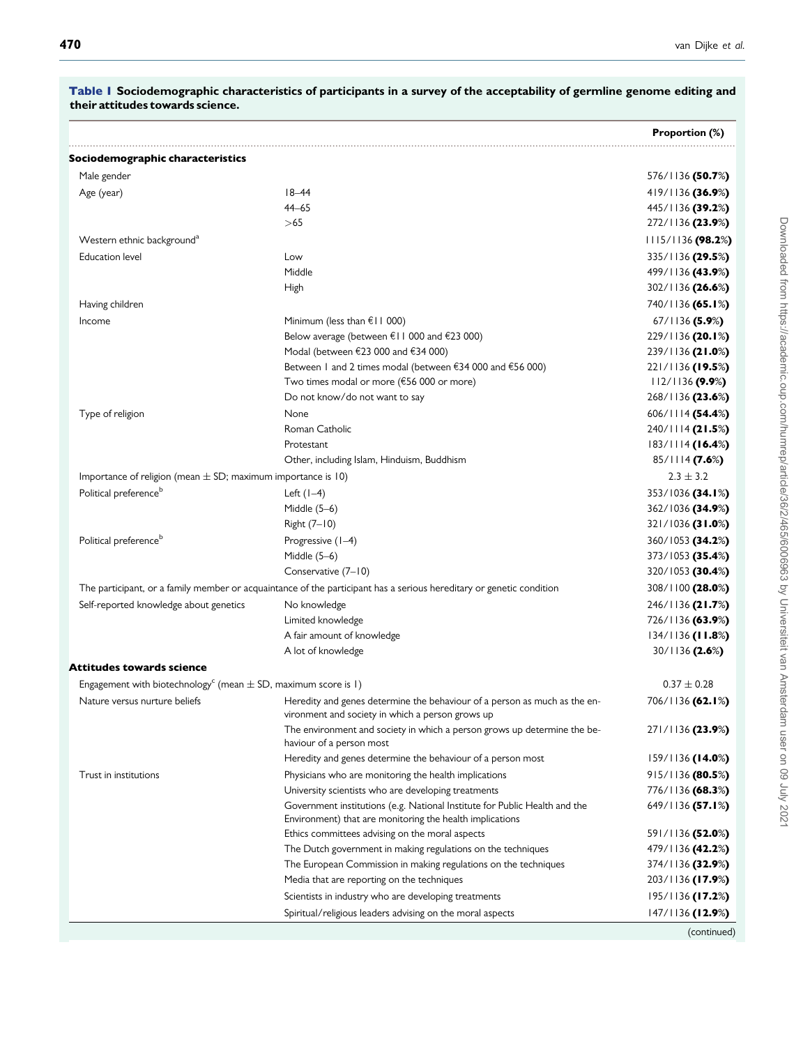**Table I Sociodemographic characteristics of participants in a survey of the acceptability of germline genome editing and their attitudes towards science.**

| | | Proportion (%) |
|---|---|---|
| **Sociodemographic characteristics** | | |
| Male gender | | 576/1136 **(50.7%)** |
| Age (year) | 18–44 | 419/1136 **(36.9%)** |
| | 44–65 | 445/1136 **(39.2%)** |
| | >65 | 272/1136 **(23.9%)** |
| Western ethnic background[a] | | 1115/1136 **(98.2%)** |
| Education level | Low | 335/1136 **(29.5%)** |
| | Middle | 499/1136 **(43.9%)** |
| | High | 302/1136 **(26.6%)** |
| Having children | | 740/1136 **(65.1%)** |
| Income | Minimum (less than €11 000) | 67/1136 **(5.9%)** |
| | Below average (between €11 000 and €23 000) | 229/1136 **(20.1%)** |
| | Modal (between €23 000 and €34 000) | 239/1136 **(21.0%)** |
| | Between 1 and 2 times modal (between €34 000 and €56 000) | 221/1136 **(19.5%)** |
| | Two times modal or more (€56 000 or more) | 112/1136 **(9.9%)** |
| | Do not know/do not want to say | 268/1136 **(23.6%)** |
| Type of religion | None | 606/1114 **(54.4%)** |
| | Roman Catholic | 240/1114 **(21.5%)** |
| | Protestant | 183/1114 **(16.4%)** |
| | Other, including Islam, Hinduism, Buddhism | 85/1114 **(7.6%)** |
| Importance of religion (mean ± SD; maximum importance is 10) | | 2.3 ± 3.2 |
| Political preference[b] | Left (1–4) | 353/1036 **(34.1%)** |
| | Middle (5–6) | 362/1036 **(34.9%)** |
| | Right (7–10) | 321/1036 **(31.0%)** |
| Political preference[b] | Progressive (1–4) | 360/1053 **(34.2%)** |
| | Middle (5–6) | 373/1053 **(35.4%)** |
| | Conservative (7–10) | 320/1053 **(30.4%)** |
| The participant, or a family member or acquaintance of the participant has a serious hereditary or genetic condition | | 308/1100 **(28.0%)** |
| Self-reported knowledge about genetics | No knowledge | 246/1136 **(21.7%)** |
| | Limited knowledge | 726/1136 **(63.9%)** |
| | A fair amount of knowledge | 134/1136 **(11.8%)** |
| | A lot of knowledge | 30/1136 **(2.6%)** |
| **Attitudes towards science** | | |
| Engagement with biotechnology[c] (mean ± SD, maximum score is 1) | | 0.37 ± 0.28 |
| Nature versus nurture beliefs | Heredity and genes determine the behaviour of a person as much as the environment and society in which a person grows up | 706/1136 **(62.1%)** |
| | The environment and society in which a person grows up determine the behaviour of a person most | 271/1136 **(23.9%)** |
| | Heredity and genes determine the behaviour of a person most | 159/1136 **(14.0%)** |
| Trust in institutions | Physicians who are monitoring the health implications | 915/1136 **(80.5%)** |
| | University scientists who are developing treatments | 776/1136 **(68.3%)** |
| | Government institutions (e.g. National Institute for Public Health and the Environment) that are monitoring the health implications | 649/1136 **(57.1%)** |
| | Ethics committees advising on the moral aspects | 591/1136 **(52.0%)** |
| | The Dutch government in making regulations on the techniques | 479/1136 **(42.2%)** |
| | The European Commission in making regulations on the techniques | 374/1136 **(32.9%)** |
| | Media that are reporting on the techniques | 203/1136 **(17.9%)** |
| | Scientists in industry who are developing treatments | 195/1136 **(17.2%)** |
| | Spiritual/religious leaders advising on the moral aspects | 147/1136 **(12.9%)** |

(continued)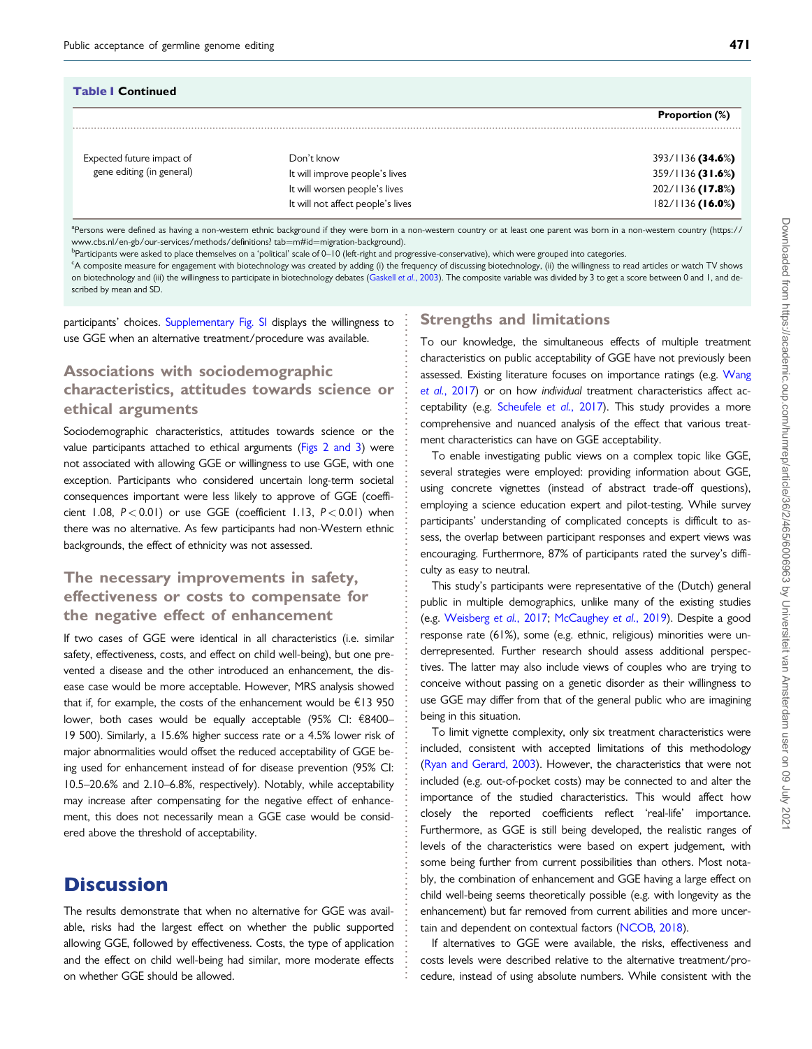**Table I Continued**

| | | Proportion (%) |
|---|---|---|
| Expected future impact of gene editing (in general) | Don't know | 393/1136 (**34.6%**) |
| | It will improve people's lives | 359/1136 (**31.6%**) |
| | It will worsen people's lives | 202/1136 (**17.8%**) |
| | It will not affect people's lives | 182/1136 (**16.0%**) |

[a]Persons were defined as having a non-western ethnic background if they were born in a non-western country or at least one parent was born in a non-western country (https://www.cbs.nl/en-gb/our-services/methods/definitions? tab=m#id=migration-background).
[b]Participants were asked to place themselves on a 'political' scale of 0–10 (left-right and progressive-conservative), which were grouped into categories.
[c]A composite measure for engagement with biotechnology was created by adding (i) the frequency of discussing biotechnology, (ii) the willingness to read articles or watch TV shows on biotechnology and (iii) the willingness to participate in biotechnology debates (Gaskell *et al.*, 2003). The composite variable was divided by 3 to get a score between 0 and 1, and described by mean and SD.

participants' choices. Supplementary Fig. SI displays the willingness to use GGE when an alternative treatment/procedure was available.

## Associations with sociodemographic characteristics, attitudes towards science or ethical arguments

Sociodemographic characteristics, attitudes towards science or the value participants attached to ethical arguments (Figs 2 and 3) were not associated with allowing GGE or willingness to use GGE, with one exception. Participants who considered uncertain long-term societal consequences important were less likely to approve of GGE (coefficient 1.08, $P < 0.01$) or use GGE (coefficient 1.13, $P < 0.01$) when there was no alternative. As few participants had non-Western ethnic backgrounds, the effect of ethnicity was not assessed.

## The necessary improvements in safety, effectiveness or costs to compensate for the negative effect of enhancement

If two cases of GGE were identical in all characteristics (i.e. similar safety, effectiveness, costs, and effect on child well-being), but one prevented a disease and the other introduced an enhancement, the disease case would be more acceptable. However, MRS analysis showed that if, for example, the costs of the enhancement would be €13 950 lower, both cases would be equally acceptable (95% CI: €8400–19 500). Similarly, a 15.6% higher success rate or a 4.5% lower risk of major abnormalities would offset the reduced acceptability of GGE being used for enhancement instead of for disease prevention (95% CI: 10.5–20.6% and 2.10–6.8%, respectively). Notably, while acceptability may increase after compensating for the negative effect of enhancement, this does not necessarily mean a GGE case would be considered above the threshold of acceptability.

# Discussion

The results demonstrate that when no alternative for GGE was available, risks had the largest effect on whether the public supported allowing GGE, followed by effectiveness. Costs, the type of application and the effect on child well-being had similar, more moderate effects on whether GGE should be allowed.

## Strengths and limitations

To our knowledge, the simultaneous effects of multiple treatment characteristics on public acceptability of GGE have not previously been assessed. Existing literature focuses on importance ratings (e.g. Wang *et al.*, 2017) or on how *individual* treatment characteristics affect acceptability (e.g. Scheufele *et al.*, 2017). This study provides a more comprehensive and nuanced analysis of the effect that various treatment characteristics can have on GGE acceptability.

To enable investigating public views on a complex topic like GGE, several strategies were employed: providing information about GGE, using concrete vignettes (instead of abstract trade-off questions), employing a science education expert and pilot-testing. While survey participants' understanding of complicated concepts is difficult to assess, the overlap between participant responses and expert views was encouraging. Furthermore, 87% of participants rated the survey's difficulty as easy to neutral.

This study's participants were representative of the (Dutch) general public in multiple demographics, unlike many of the existing studies (e.g. Weisberg *et al.*, 2017; McCaughey *et al.*, 2019). Despite a good response rate (61%), some (e.g. ethnic, religious) minorities were underrepresented. Further research should assess additional perspectives. The latter may also include views of couples who are trying to conceive without passing on a genetic disorder as their willingness to use GGE may differ from that of the general public who are imagining being in this situation.

To limit vignette complexity, only six treatment characteristics were included, consistent with accepted limitations of this methodology (Ryan and Gerard, 2003). However, the characteristics that were not included (e.g. out-of-pocket costs) may be connected to and alter the importance of the studied characteristics. This would affect how closely the reported coefficients reflect 'real-life' importance. Furthermore, as GGE is still being developed, the realistic ranges of levels of the characteristics were based on expert judgement, with some being further from current possibilities than others. Most notably, the combination of enhancement and GGE having a large effect on child well-being seems theoretically possible (e.g. with longevity as the enhancement) but far removed from current abilities and more uncertain and dependent on contextual factors (NCOB, 2018).

If alternatives to GGE were available, the risks, effectiveness and costs levels were described relative to the alternative treatment/procedure, instead of using absolute numbers. While consistent with the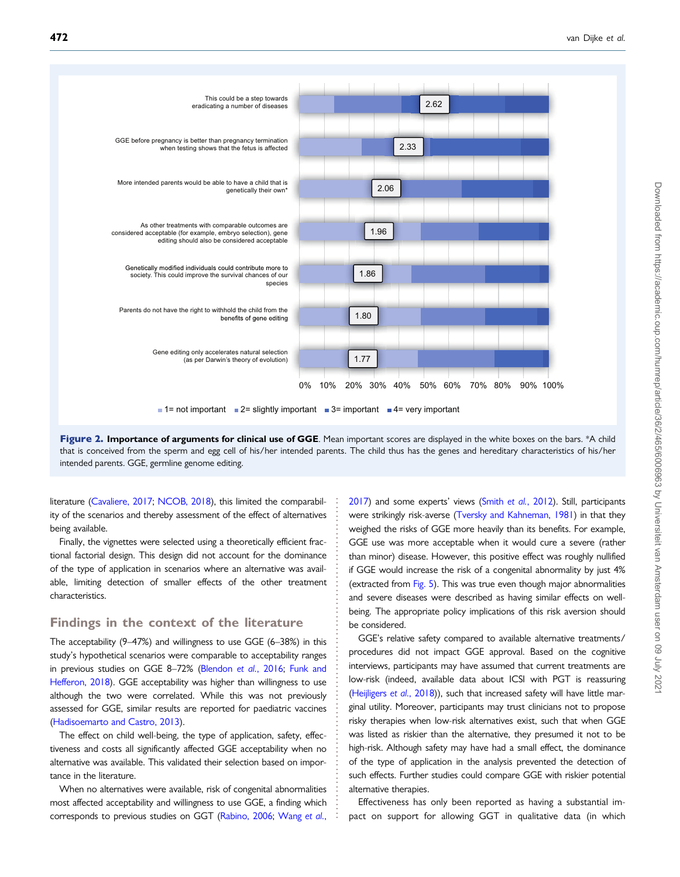**Figure 2. Importance of arguments for clinical use of GGE.** Mean important scores are displayed in the white boxes on the bars. *A child that is conceived from the sperm and egg cell of his/her intended parents. The child thus has the genes and hereditary characteristics of his/her intended parents. GGE, germline genome editing.

literature (Cavaliere, 2017; NCOB, 2018), this limited the comparability of the scenarios and thereby assessment of the effect of alternatives being available.

Finally, the vignettes were selected using a theoretically efficient fractional factorial design. This design did not account for the dominance of the type of application in scenarios where an alternative was available, limiting detection of smaller effects of the other treatment characteristics.

## Findings in the context of the literature

The acceptability (9–47%) and willingness to use GGE (6–38%) in this study's hypothetical scenarios were comparable to acceptability ranges in previous studies on GGE 8–72% (Blendon *et al.*, 2016; Funk and Hefferon, 2018). GGE acceptability was higher than willingness to use although the two were correlated. While this was not previously assessed for GGE, similar results are reported for paediatric vaccines (Hadisoemarto and Castro, 2013).

The effect on child well-being, the type of application, safety, effectiveness and costs all significantly affected GGE acceptability when no alternative was available. This validated their selection based on importance in the literature.

When no alternatives were available, risk of congenital abnormalities most affected acceptability and willingness to use GGE, a finding which corresponds to previous studies on GGT (Rabino, 2006; Wang *et al.*, 2017) and some experts' views (Smith *et al.*, 2012). Still, participants were strikingly risk-averse (Tversky and Kahneman, 1981) in that they weighed the risks of GGE more heavily than its benefits. For example, GGE use was more acceptable when it would cure a severe (rather than minor) disease. However, this positive effect was roughly nullified if GGE would increase the risk of a congenital abnormality by just 4% (extracted from Fig. 5). This was true even though major abnormalities and severe diseases were described as having similar effects on well-being. The appropriate policy implications of this risk aversion should be considered.

GGE's relative safety compared to available alternative treatments/procedures did not impact GGE approval. Based on the cognitive interviews, participants may have assumed that current treatments are low-risk (indeed, available data about ICSI with PGT is reassuring (Heijligers *et al.*, 2018)), such that increased safety will have little marginal utility. Moreover, participants may trust clinicians not to propose risky therapies when low-risk alternatives exist, such that when GGE was listed as riskier than the alternative, they presumed it not to be high-risk. Although safety may have had a small effect, the dominance of the type of application in the analysis prevented the detection of such effects. Further studies could compare GGE with riskier potential alternative therapies.

Effectiveness has only been reported as having a substantial impact on support for allowing GGT in qualitative data (in which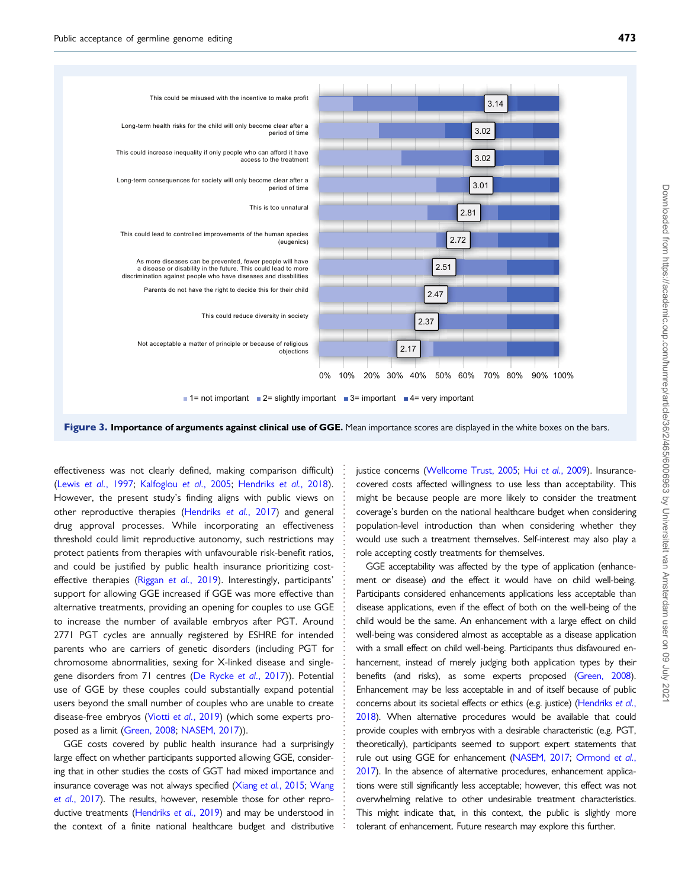**Figure 3. Importance of arguments against clinical use of GGE.** Mean importance scores are displayed in the white boxes on the bars.

effectiveness was not clearly defined, making comparison difficult) (Lewis *et al.*, 1997; Kalfoglou *et al.*, 2005; Hendriks *et al.*, 2018). However, the present study's finding aligns with public views on other reproductive therapies (Hendriks *et al.*, 2017) and general drug approval processes. While incorporating an effectiveness threshold could limit reproductive autonomy, such restrictions may protect patients from therapies with unfavourable risk-benefit ratios, and could be justified by public health insurance prioritizing cost-effective therapies (Riggan *et al.*, 2019). Interestingly, participants' support for allowing GGE increased if GGE was more effective than alternative treatments, providing an opening for couples to use GGE to increase the number of available embryos after PGT. Around 2771 PGT cycles are annually registered by ESHRE for intended parents who are carriers of genetic disorders (including PGT for chromosome abnormalities, sexing for X-linked disease and single-gene disorders from 71 centres (De Rycke *et al.*, 2017)). Potential use of GGE by these couples could substantially expand potential users beyond the small number of couples who are unable to create disease-free embryos (Viotti *et al.*, 2019) (which some experts proposed as a limit (Green, 2008; NASEM, 2017)).

GGE costs covered by public health insurance had a surprisingly large effect on whether participants supported allowing GGE, considering that in other studies the costs of GGT had mixed importance and insurance coverage was not always specified (Xiang *et al.*, 2015; Wang *et al.*, 2017). The results, however, resemble those for other reproductive treatments (Hendriks *et al.*, 2019) and may be understood in the context of a finite national healthcare budget and distributive justice concerns (Wellcome Trust, 2005; Hui *et al.*, 2009). Insurance-covered costs affected willingness to use less than acceptability. This might be because people are more likely to consider the treatment coverage's burden on the national healthcare budget when considering population-level introduction than when considering whether they would use such a treatment themselves. Self-interest may also play a role accepting costly treatments for themselves.

GGE acceptability was affected by the type of application (enhancement or disease) *and* the effect it would have on child well-being. Participants considered enhancements applications less acceptable than disease applications, even if the effect of both on the well-being of the child would be the same. An enhancement with a large effect on child well-being was considered almost as acceptable as a disease application with a small effect on child well-being. Participants thus disfavoured enhancement, instead of merely judging both application types by their benefits (and risks), as some experts proposed (Green, 2008). Enhancement may be less acceptable in and of itself because of public concerns about its societal effects or ethics (e.g. justice) (Hendriks *et al.*, 2018). When alternative procedures would be available that could provide couples with embryos with a desirable characteristic (e.g. PGT, theoretically), participants seemed to support expert statements that rule out using GGE for enhancement (NASEM, 2017; Ormond *et al.*, 2017). In the absence of alternative procedures, enhancement applications were still significantly less acceptable; however, this effect was not overwhelming relative to other undesirable treatment characteristics. This might indicate that, in this context, the public is slightly more tolerant of enhancement. Future research may explore this further.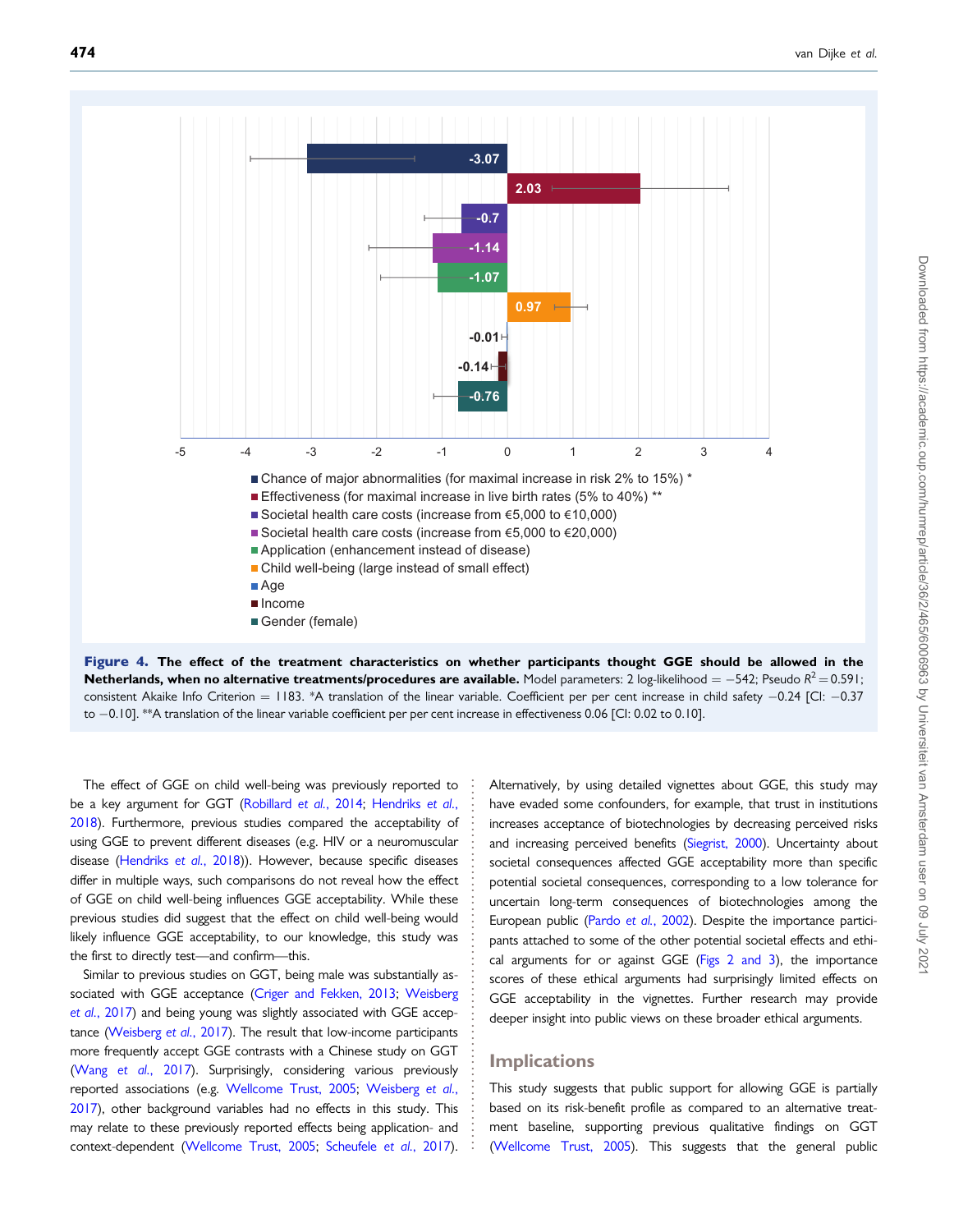Figure 4. The effect of the treatment characteristics on whether participants thought GGE should be allowed in the Netherlands, when no alternative treatments/procedures are available. Model parameters: 2 log-likelihood = −542; Pseudo $R^2$ = 0.591; consistent Akaike Info Criterion = 1183. *A translation of the linear variable. Coefficient per per cent increase in child safety −0.24 [CI: −0.37 to −0.10]. **A translation of the linear variable coefficient per per cent increase in effectiveness 0.06 [CI: 0.02 to 0.10].

The effect of GGE on child well-being was previously reported to be a key argument for GGT (Robillard et al., 2014; Hendriks et al., 2018). Furthermore, previous studies compared the acceptability of using GGE to prevent different diseases (e.g. HIV or a neuromuscular disease (Hendriks et al., 2018)). However, because specific diseases differ in multiple ways, such comparisons do not reveal how the effect of GGE on child well-being influences GGE acceptability. While these previous studies did suggest that the effect on child well-being would likely influence GGE acceptability, to our knowledge, this study was the first to directly test—and confirm—this.

Similar to previous studies on GGT, being male was substantially associated with GGE acceptance (Criger and Fekken, 2013; Weisberg et al., 2017) and being young was slightly associated with GGE acceptance (Weisberg et al., 2017). The result that low-income participants more frequently accept GGE contrasts with a Chinese study on GGT (Wang et al., 2017). Surprisingly, considering various previously reported associations (e.g. Wellcome Trust, 2005; Weisberg et al., 2017), other background variables had no effects in this study. This may relate to these previously reported effects being application- and context-dependent (Wellcome Trust, 2005; Scheufele et al., 2017). Alternatively, by using detailed vignettes about GGE, this study may have evaded some confounders, for example, that trust in institutions increases acceptance of biotechnologies by decreasing perceived risks and increasing perceived benefits (Siegrist, 2000). Uncertainty about societal consequences affected GGE acceptability more than specific potential societal consequences, corresponding to a low tolerance for uncertain long-term consequences of biotechnologies among the European public (Pardo et al., 2002). Despite the importance participants attached to some of the other potential societal effects and ethical arguments for or against GGE (Figs 2 and 3), the importance scores of these ethical arguments had surprisingly limited effects on GGE acceptability in the vignettes. Further research may provide deeper insight into public views on these broader ethical arguments.

## Implications

This study suggests that public support for allowing GGE is partially based on its risk-benefit profile as compared to an alternative treatment baseline, supporting previous qualitative findings on GGT (Wellcome Trust, 2005). This suggests that the general public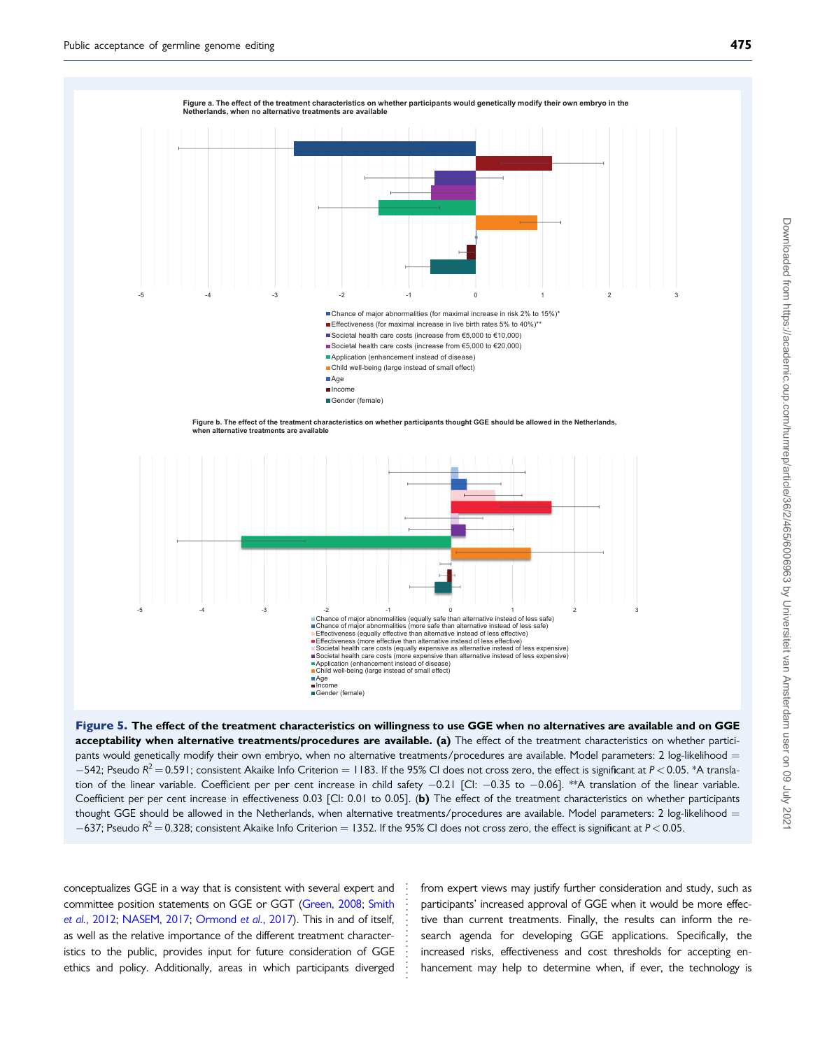Figure a. The effect of the treatment characteristics on whether participants would genetically modify their own embryo in the Netherlands, when no alternative treatments are available

- Chance of major abnormalities (for maximal increase in risk 2% to 15%)*
- Effectiveness (for maximal increase in live birth rates 5% to 40%)**
- Societal health care costs (increase from €5,000 to €10,000)
- Societal health care costs (increase from €5,000 to €20,000)
- Application (enhancement instead of disease)
- Child well-being (large instead of small effect)
- Age
- Income
- Gender (female)

Figure b. The effect of the treatment characteristics on whether participants thought GGE should be allowed in the Netherlands, when alternative treatments are available

- Chance of major abnormalities (equally safe than alternative instead of less safe)
- Chance of major abnormalities (more safe than alternative instead of less safe)
- Effectiveness (equally effective than alternative instead of less effective)
- Effectiveness (more effective than alternative instead of less effective)
- Societal health care costs (equally expensive as alternative instead of less expensive)
- Societal health care costs (more expensive than alternative instead of less expensive)
- Application (enhancement instead of disease)
- Child well-being (large instead of small effect)
- Age
- Income
- Gender (female)

**Figure 5. The effect of the treatment characteristics on willingness to use GGE when no alternatives are available and on GGE acceptability when alternative treatments/procedures are available. (a)** The effect of the treatment characteristics on whether participants would genetically modify their own embryo, when no alternative treatments/procedures are available. Model parameters: 2 log-likelihood = −542; Pseudo $R^2 = 0.591$; consistent Akaike Info Criterion = 1183. If the 95% CI does not cross zero, the effect is significant at $P < 0.05$. *A translation of the linear variable. Coefficient per per cent increase in child safety −0.21 [CI: −0.35 to −0.06]. **A translation of the linear variable. Coefficient per per cent increase in effectiveness 0.03 [CI: 0.01 to 0.05]. **(b)** The effect of the treatment characteristics on whether participants thought GGE should be allowed in the Netherlands, when alternative treatments/procedures are available. Model parameters: 2 log-likelihood = −637; Pseudo $R^2 = 0.328$; consistent Akaike Info Criterion = 1352. If the 95% CI does not cross zero, the effect is significant at $P < 0.05$.

conceptualizes GGE in a way that is consistent with several expert and committee position statements on GGE or GGT (Green, 2008; Smith et al., 2012; NASEM, 2017; Ormond et al., 2017). This in and of itself, as well as the relative importance of the different treatment characteristics to the public, provides input for future consideration of GGE ethics and policy. Additionally, areas in which participants diverged from expert views may justify further consideration and study, such as participants' increased approval of GGE when it would be more effective than current treatments. Finally, the results can inform the research agenda for developing GGE applications. Specifically, the increased risks, effectiveness and cost thresholds for accepting enhancement may help to determine when, if ever, the technology is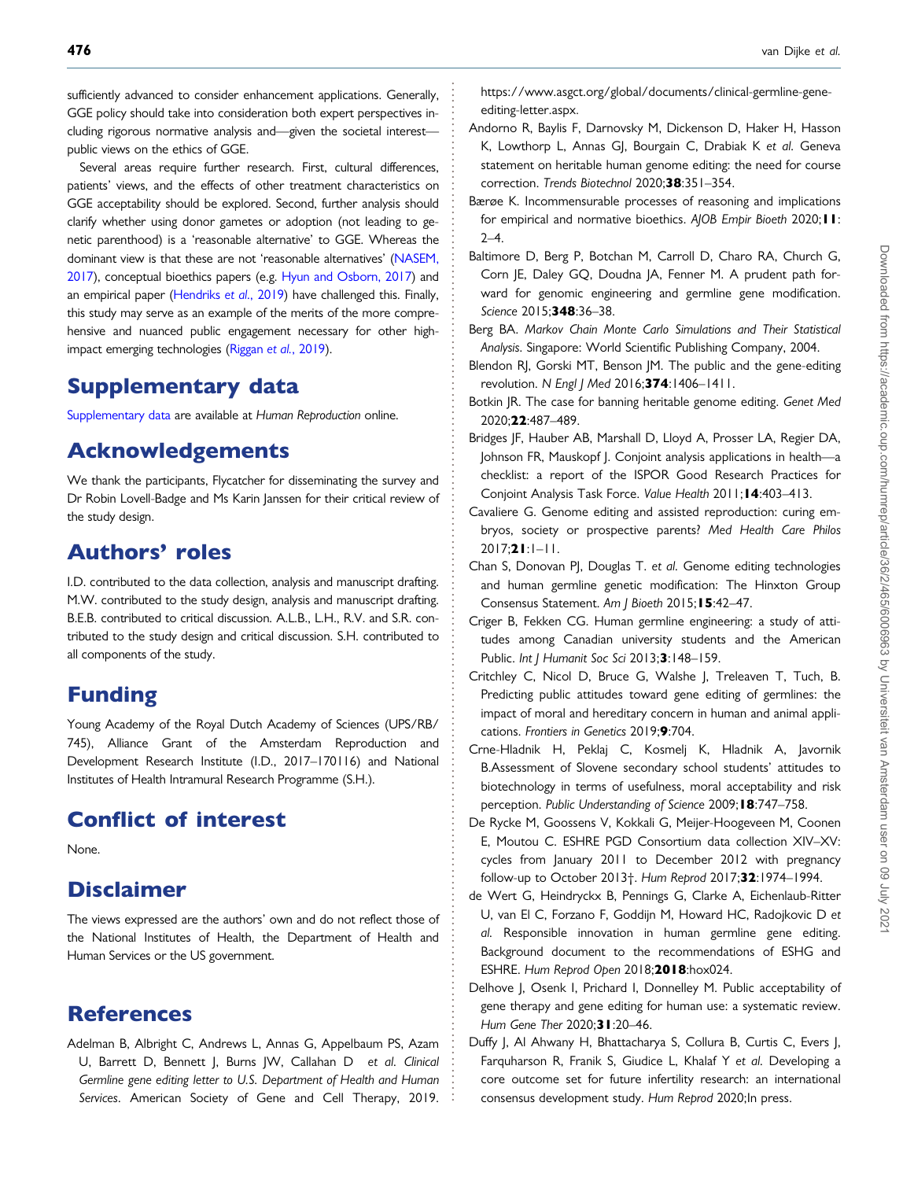sufficiently advanced to consider enhancement applications. Generally, GGE policy should take into consideration both expert perspectives including rigorous normative analysis and—given the societal interest—public views on the ethics of GGE.

Several areas require further research. First, cultural differences, patients' views, and the effects of other treatment characteristics on GGE acceptability should be explored. Second, further analysis should clarify whether using donor gametes or adoption (not leading to genetic parenthood) is a 'reasonable alternative' to GGE. Whereas the dominant view is that these are not 'reasonable alternatives' (NASEM, 2017), conceptual bioethics papers (e.g. Hyun and Osborn, 2017) and an empirical paper (Hendriks *et al.*, 2019) have challenged this. Finally, this study may serve as an example of the merits of the more comprehensive and nuanced public engagement necessary for other high-impact emerging technologies (Riggan *et al.*, 2019).

## Supplementary data

Supplementary data are available at *Human Reproduction* online.

## Acknowledgements

We thank the participants, Flycatcher for disseminating the survey and Dr Robin Lovell-Badge and Ms Karin Janssen for their critical review of the study design.

## Authors' roles

I.D. contributed to the data collection, analysis and manuscript drafting. M.W. contributed to the study design, analysis and manuscript drafting. B.E.B. contributed to critical discussion. A.L.B., L.H., R.V. and S.R. contributed to the study design and critical discussion. S.H. contributed to all components of the study.

## Funding

Young Academy of the Royal Dutch Academy of Sciences (UPS/RB/745), Alliance Grant of the Amsterdam Reproduction and Development Research Institute (I.D., 2017–170116) and National Institutes of Health Intramural Research Programme (S.H.).

## Conflict of interest

None.

## Disclaimer

The views expressed are the authors' own and do not reflect those of the National Institutes of Health, the Department of Health and Human Services or the US government.

## References

Adelman B, Albright C, Andrews L, Annas G, Appelbaum PS, Azam U, Barrett D, Bennett J, Burns JW, Callahan D *et al. Clinical Germline gene editing letter to U.S. Department of Health and Human Services*. American Society of Gene and Cell Therapy, 2019. https://www.asgct.org/global/documents/clinical-germline-gene-editing-letter.aspx.

Andorno R, Baylis F, Darnovsky M, Dickenson D, Haker H, Hasson K, Lowthorp L, Annas GJ, Bourgain C, Drabiak K *et al.* Geneva statement on heritable human genome editing: the need for course correction. *Trends Biotechnol* 2020;**38**:351–354.

Bærøe K. Incommensurable processes of reasoning and implications for empirical and normative bioethics. *AJOB Empir Bioeth* 2020;**11**: 2–4.

Baltimore D, Berg P, Botchan M, Carroll D, Charo RA, Church G, Corn JE, Daley GQ, Doudna JA, Fenner M. A prudent path forward for genomic engineering and germline gene modification. *Science* 2015;**348**:36–38.

Berg BA. *Markov Chain Monte Carlo Simulations and Their Statistical Analysis*. Singapore: World Scientific Publishing Company, 2004.

Blendon RJ, Gorski MT, Benson JM. The public and the gene-editing revolution. *N Engl J Med* 2016;**374**:1406–1411.

Botkin JR. The case for banning heritable genome editing. *Genet Med* 2020;**22**:487–489.

Bridges JF, Hauber AB, Marshall D, Lloyd A, Prosser LA, Regier DA, Johnson FR, Mauskopf J. Conjoint analysis applications in health—a checklist: a report of the ISPOR Good Research Practices for Conjoint Analysis Task Force. *Value Health* 2011;**14**:403–413.

Cavaliere G. Genome editing and assisted reproduction: curing embryos, society or prospective parents? *Med Health Care Philos* 2017;**21**:1–11.

Chan S, Donovan PJ, Douglas T. *et al.* Genome editing technologies and human germline genetic modification: The Hinxton Group Consensus Statement. *Am J Bioeth* 2015;**15**:42–47.

Criger B, Fekken CG. Human germline engineering: a study of attitudes among Canadian university students and the American Public. *Int J Humanit Soc Sci* 2013;**3**:148–159.

Critchley C, Nicol D, Bruce G, Walshe J, Treleaven T, Tuch, B. Predicting public attitudes toward gene editing of germlines: the impact of moral and hereditary concern in human and animal applications. *Frontiers in Genetics* 2019;**9**:704.

Crne-Hladnik H, Peklaj C, Kosmelj K, Hladnik A, Javornik B.Assessment of Slovene secondary school students' attitudes to biotechnology in terms of usefulness, moral acceptability and risk perception. *Public Understanding of Science* 2009;**18**:747–758.

De Rycke M, Goossens V, Kokkali G, Meijer-Hoogeveen M, Coonen E, Moutou C. ESHRE PGD Consortium data collection XIV–XV: cycles from January 2011 to December 2012 with pregnancy follow-up to October 2013†. *Hum Reprod* 2017;**32**:1974–1994.

de Wert G, Heindryckx B, Pennings G, Clarke A, Eichenlaub-Ritter U, van El C, Forzano F, Goddijn M, Howard HC, Radojkovic D *et al.* Responsible innovation in human germline gene editing. Background document to the recommendations of ESHG and ESHRE. *Hum Reprod Open* 2018;**2018**:hox024.

Delhove J, Osenk I, Prichard I, Donnelley M. Public acceptability of gene therapy and gene editing for human use: a systematic review. *Hum Gene Ther* 2020;**31**:20–46.

Duffy J, Al Ahwany H, Bhattacharya S, Collura B, Curtis C, Evers J, Farquharson R, Franik S, Giudice L, Khalaf Y *et al.* Developing a core outcome set for future infertility research: an international consensus development study. *Hum Reprod* 2020;In press.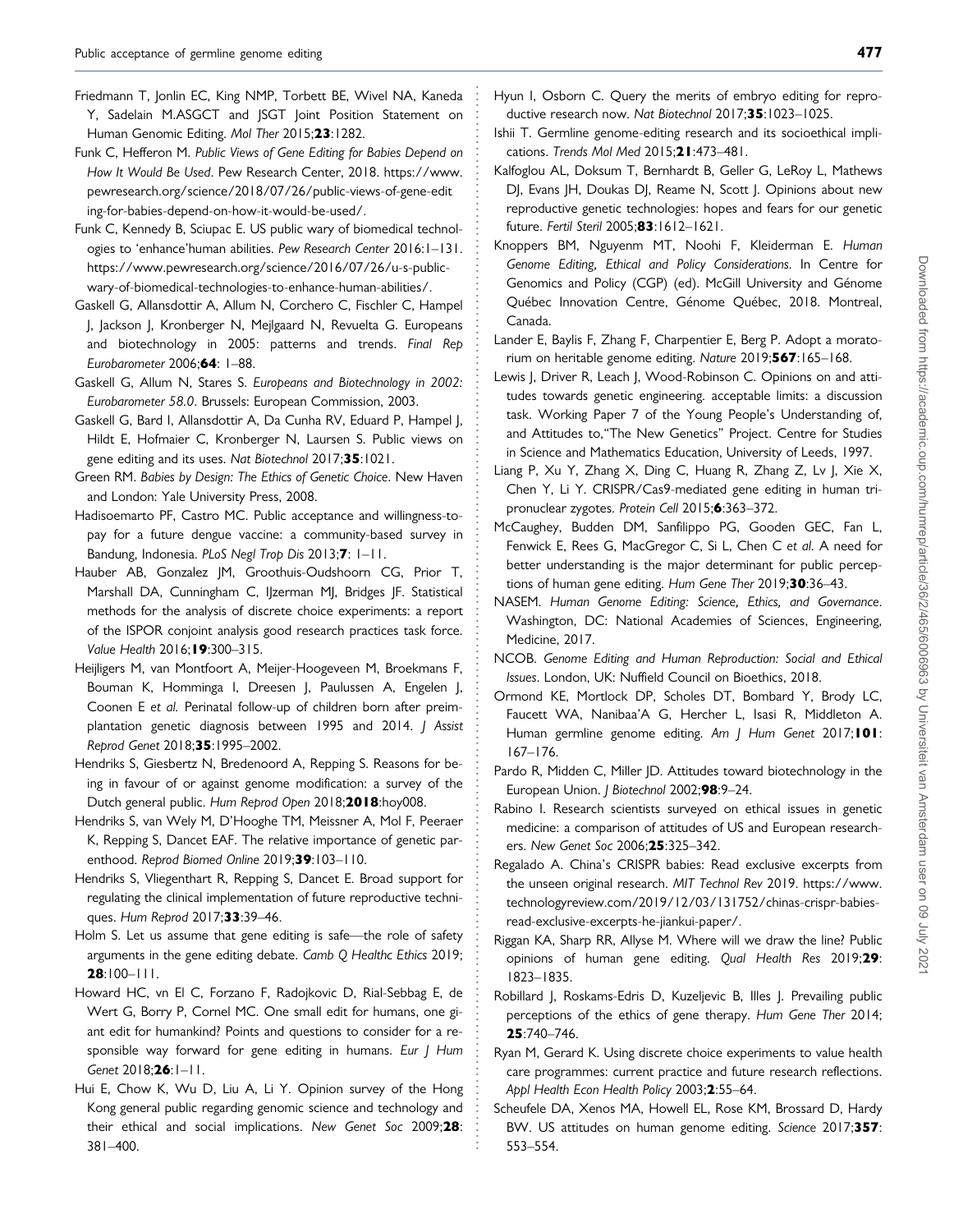Friedmann T, Jonlin EC, King NMP, Torbett BE, Wivel NA, Kaneda Y, Sadelain M.ASGCT and JSGT Joint Position Statement on Human Genomic Editing. *Mol Ther* 2015;**23**:1282.

Funk C, Hefferon M. *Public Views of Gene Editing for Babies Depend on How It Would Be Used*. Pew Research Center, 2018. https://www.pewresearch.org/science/2018/07/26/public-views-of-gene-editing-for-babies-depend-on-how-it-would-be-used/.

Funk C, Kennedy B, Sciupac E. US public wary of biomedical technologies to 'enhance'human abilities. *Pew Research Center* 2016:1–131. https://www.pewresearch.org/science/2016/07/26/u-s-public-wary-of-biomedical-technologies-to-enhance-human-abilities/.

Gaskell G, Allansdottir A, Allum N, Corchero C, Fischler C, Hampel J, Jackson J, Kronberger N, Mejlgaard N, Revuelta G. Europeans and biotechnology in 2005: patterns and trends. *Final Rep Eurobarometer* 2006;**64**: 1–88.

Gaskell G, Allum N, Stares S. *Europeans and Biotechnology in 2002: Eurobarometer 58.0*. Brussels: European Commission, 2003.

Gaskell G, Bard I, Allansdottir A, Da Cunha RV, Eduard P, Hampel J, Hildt E, Hofmaier C, Kronberger N, Laursen S. Public views on gene editing and its uses. *Nat Biotechnol* 2017;**35**:1021.

Green RM. *Babies by Design: The Ethics of Genetic Choice*. New Haven and London: Yale University Press, 2008.

Hadisoemarto PF, Castro MC. Public acceptance and willingness-to-pay for a future dengue vaccine: a community-based survey in Bandung, Indonesia. *PLoS Negl Trop Dis* 2013;**7**: 1–11.

Hauber AB, Gonzalez JM, Groothuis-Oudshoorn CG, Prior T, Marshall DA, Cunningham C, IJzerman MJ, Bridges JF. Statistical methods for the analysis of discrete choice experiments: a report of the ISPOR conjoint analysis good research practices task force. *Value Health* 2016;**19**:300–315.

Heijligers M, van Montfoort A, Meijer-Hoogeveen M, Broekmans F, Bouman K, Homminga I, Dreesen J, Paulussen A, Engelen J, Coonen E *et al.* Perinatal follow-up of children born after preimplantation genetic diagnosis between 1995 and 2014. *J Assist Reprod Genet* 2018;**35**:1995–2002.

Hendriks S, Giesbertz N, Bredenoord A, Repping S. Reasons for being in favour of or against genome modification: a survey of the Dutch general public. *Hum Reprod Open* 2018;**2018**:hoy008.

Hendriks S, van Wely M, D'Hooghe TM, Meissner A, Mol F, Peeraer K, Repping S, Dancet EAF. The relative importance of genetic parenthood. *Reprod Biomed Online* 2019;**39**:103–110.

Hendriks S, Vliegenthart R, Repping S, Dancet E. Broad support for regulating the clinical implementation of future reproductive techniques. *Hum Reprod* 2017;**33**:39–46.

Holm S. Let us assume that gene editing is safe—the role of safety arguments in the gene editing debate. *Camb Q Healthc Ethics* 2019;**28**:100–111.

Howard HC, vn El C, Forzano F, Radojkovic D, Rial-Sebbag E, de Wert G, Borry P, Cornel MC. One small edit for humans, one giant edit for humankind? Points and questions to consider for a responsible way forward for gene editing in humans. *Eur J Hum Genet* 2018;**26**:1–11.

Hui E, Chow K, Wu D, Liu A, Li Y. Opinion survey of the Hong Kong general public regarding genomic science and technology and their ethical and social implications. *New Genet Soc* 2009;**28**: 381–400.

Hyun I, Osborn C. Query the merits of embryo editing for reproductive research now. *Nat Biotechnol* 2017;**35**:1023–1025.

Ishii T. Germline genome-editing research and its socioethical implications. *Trends Mol Med* 2015;**21**:473–481.

Kalfoglou AL, Doksum T, Bernhardt B, Geller G, LeRoy L, Mathews DJ, Evans JH, Doukas DJ, Reame N, Scott J. Opinions about new reproductive genetic technologies: hopes and fears for our genetic future. *Fertil Steril* 2005;**83**:1612–1621.

Knoppers BM, Nguyenm MT, Noohi F, Kleiderman E. *Human Genome Editing, Ethical and Policy Considerations*. In Centre for Genomics and Policy (CGP) (ed). McGill University and Génome Québec Innovation Centre, Génome Québec, 2018. Montreal, Canada.

Lander E, Baylis F, Zhang F, Charpentier E, Berg P. Adopt a moratorium on heritable genome editing. *Nature* 2019;**567**:165–168.

Lewis J, Driver R, Leach J, Wood-Robinson C. Opinions on and attitudes towards genetic engineering. acceptable limits: a discussion task. Working Paper 7 of the Young People's Understanding of, and Attitudes to,"The New Genetics" Project. Centre for Studies in Science and Mathematics Education, University of Leeds, 1997.

Liang P, Xu Y, Zhang X, Ding C, Huang R, Zhang Z, Lv J, Xie X, Chen Y, Li Y. CRISPR/Cas9-mediated gene editing in human tripronuclear zygotes. *Protein Cell* 2015;**6**:363–372.

McCaughey, Budden DM, Sanfilippo PG, Gooden GEC, Fan L, Fenwick E, Rees G, MacGregor C, Si L, Chen C *et al.* A need for better understanding is the major determinant for public perceptions of human gene editing. *Hum Gene Ther* 2019;**30**:36–43.

NASEM. *Human Genome Editing: Science, Ethics, and Governance*. Washington, DC: National Academies of Sciences, Engineering, Medicine, 2017.

NCOB. *Genome Editing and Human Reproduction: Social and Ethical Issues*. London, UK: Nuffield Council on Bioethics, 2018.

Ormond KE, Mortlock DP, Scholes DT, Bombard Y, Brody LC, Faucett WA, Nanibaa'A G, Hercher L, Isasi R, Middleton A. Human germline genome editing. *Am J Hum Genet* 2017;**101**: 167–176.

Pardo R, Midden C, Miller JD. Attitudes toward biotechnology in the European Union. *J Biotechnol* 2002;**98**:9–24.

Rabino I. Research scientists surveyed on ethical issues in genetic medicine: a comparison of attitudes of US and European researchers. *New Genet Soc* 2006;**25**:325–342.

Regalado A. China's CRISPR babies: Read exclusive excerpts from the unseen original research. *MIT Technol Rev* 2019. https://www.technologyreview.com/2019/12/03/131752/chinas-crispr-babies-read-exclusive-excerpts-he-jiankui-paper/.

Riggan KA, Sharp RR, Allyse M. Where will we draw the line? Public opinions of human gene editing. *Qual Health Res* 2019;**29**: 1823–1835.

Robillard J, Roskams-Edris D, Kuzeljevic B, Illes J. Prevailing public perceptions of the ethics of gene therapy. *Hum Gene Ther* 2014;**25**:740–746.

Ryan M, Gerard K. Using discrete choice experiments to value health care programmes: current practice and future research reflections. *Appl Health Econ Health Policy* 2003;**2**:55–64.

Scheufele DA, Xenos MA, Howell EL, Rose KM, Brossard D, Hardy BW. US attitudes on human genome editing. *Science* 2017;**357**: 553–554.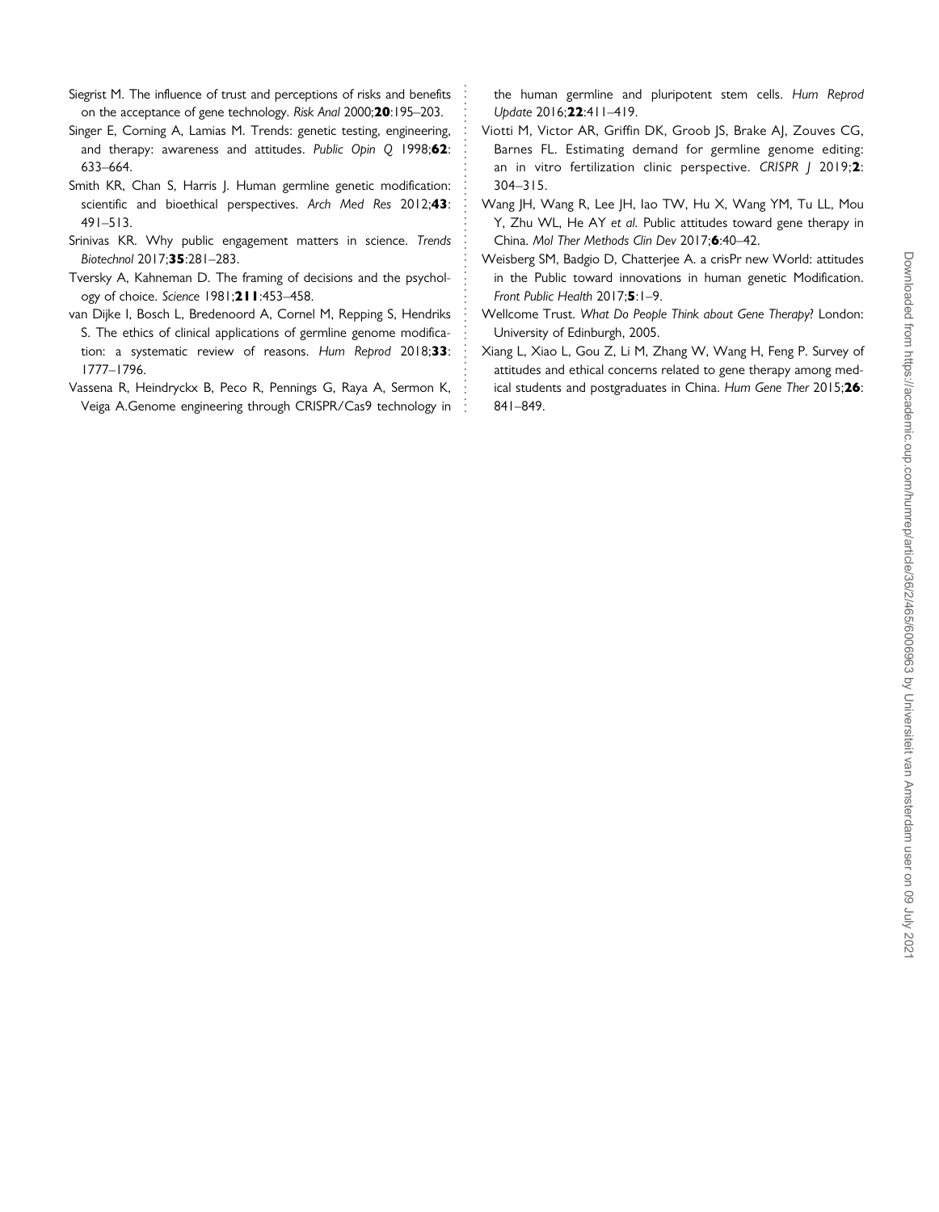Siegrist M. The influence of trust and perceptions of risks and benefits on the acceptance of gene technology. *Risk Anal* 2000;**20**:195–203.

Singer E, Corning A, Lamias M. Trends: genetic testing, engineering, and therapy: awareness and attitudes. *Public Opin Q* 1998;**62**: 633–664.

Smith KR, Chan S, Harris J. Human germline genetic modification: scientific and bioethical perspectives. *Arch Med Res* 2012;**43**: 491–513.

Srinivas KR. Why public engagement matters in science. *Trends Biotechnol* 2017;**35**:281–283.

Tversky A, Kahneman D. The framing of decisions and the psychology of choice. *Science* 1981;**211**:453–458.

van Dijke I, Bosch L, Bredenoord A, Cornel M, Repping S, Hendriks S. The ethics of clinical applications of germline genome modification: a systematic review of reasons. *Hum Reprod* 2018;**33**: 1777–1796.

Vassena R, Heindryckx B, Peco R, Pennings G, Raya A, Sermon K, Veiga A.Genome engineering through CRISPR/Cas9 technology in the human germline and pluripotent stem cells. *Hum Reprod Update* 2016;**22**:411–419.

Viotti M, Victor AR, Griffin DK, Groob JS, Brake AJ, Zouves CG, Barnes FL. Estimating demand for germline genome editing: an in vitro fertilization clinic perspective. *CRISPR J* 2019;**2**: 304–315.

Wang JH, Wang R, Lee JH, Iao TW, Hu X, Wang YM, Tu LL, Mou Y, Zhu WL, He AY *et al.* Public attitudes toward gene therapy in China. *Mol Ther Methods Clin Dev* 2017;**6**:40–42.

Weisberg SM, Badgio D, Chatterjee A. a crisPr new World: attitudes in the Public toward innovations in human genetic Modification. *Front Public Health* 2017;**5**:1–9.

Wellcome Trust. *What Do People Think about Gene Therapy*? London: University of Edinburgh, 2005.

Xiang L, Xiao L, Gou Z, Li M, Zhang W, Wang H, Feng P. Survey of attitudes and ethical concerns related to gene therapy among medical students and postgraduates in China. *Hum Gene Ther* 2015;**26**: 841–849.